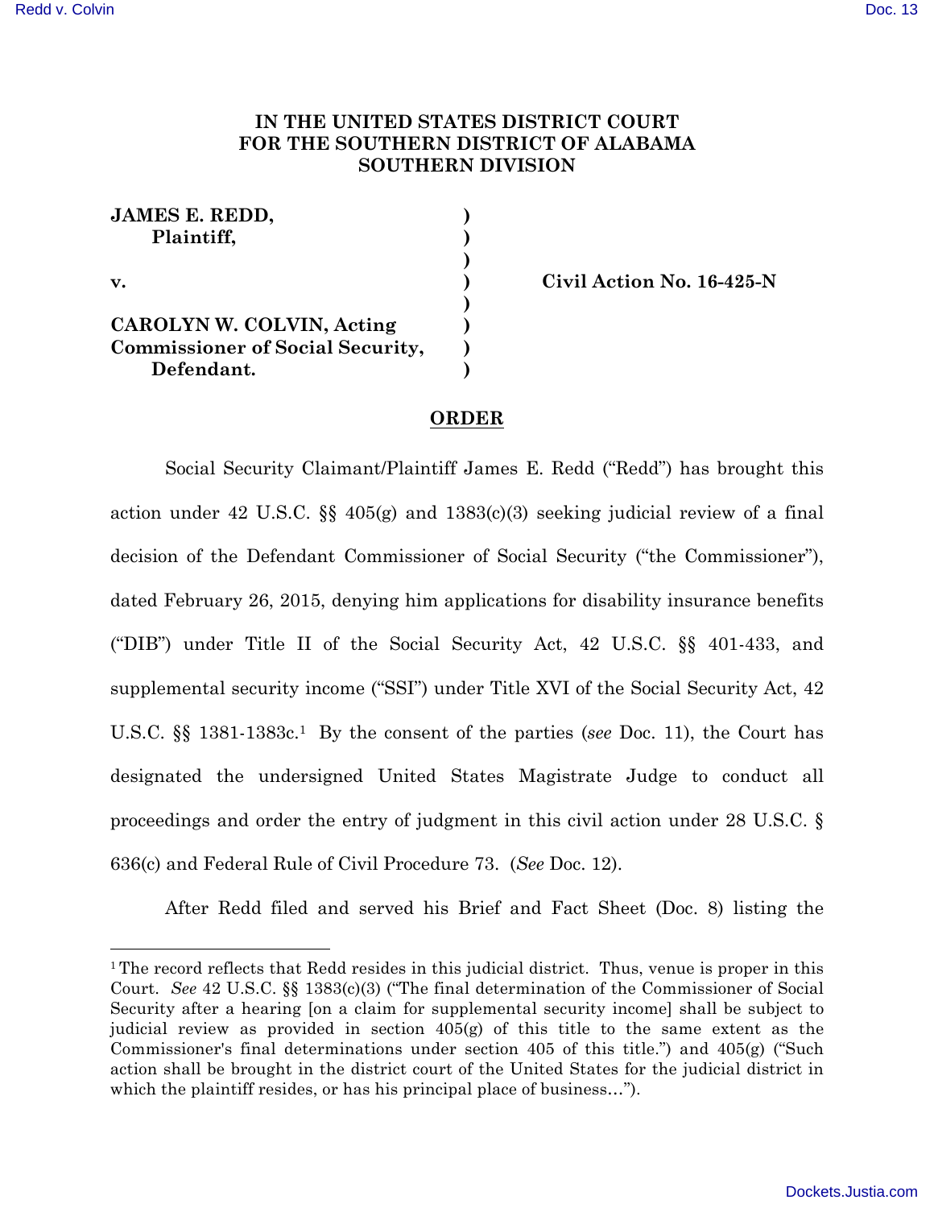**IN THE UNITED STATES DISTRICT COURT FOR THE SOUTHERN DISTRICT OF ALABAMA SOUTHERN DIVISION**

| | | |
|---|---|---|
| **JAMES E. REDD,** | **)** | |
| **Plaintiff,** | **)** | |
| | **)** | |
| **v.** | **)** | **Civil Action No. 16-425-N** |
| | **)** | |
| **CAROLYN W. COLVIN, Acting Commissioner of Social Security,** | **)** | |
| **Defendant.** | **)** | |

## ORDER

Social Security Claimant/Plaintiff James E. Redd ("Redd") has brought this action under 42 U.S.C. §§ 405(g) and 1383(c)(3) seeking judicial review of a final decision of the Defendant Commissioner of Social Security ("the Commissioner"), dated February 26, 2015, denying him applications for disability insurance benefits ("DIB") under Title II of the Social Security Act, 42 U.S.C. §§ 401-433, and supplemental security income ("SSI") under Title XVI of the Social Security Act, 42 U.S.C. §§ 1381-1383c.[1] By the consent of the parties (*see* Doc. 11), the Court has designated the undersigned United States Magistrate Judge to conduct all proceedings and order the entry of judgment in this civil action under 28 U.S.C. § 636(c) and Federal Rule of Civil Procedure 73. (*See* Doc. 12).

After Redd filed and served his Brief and Fact Sheet (Doc. 8) listing the

---

[1] The record reflects that Redd resides in this judicial district. Thus, venue is proper in this Court. *See* 42 U.S.C. §§ 1383(c)(3) ("The final determination of the Commissioner of Social Security after a hearing [on a claim for supplemental security income] shall be subject to judicial review as provided in section 405(g) of this title to the same extent as the Commissioner's final determinations under section 405 of this title.") and 405(g) ("Such action shall be brought in the district court of the United States for the judicial district in which the plaintiff resides, or has his principal place of business…").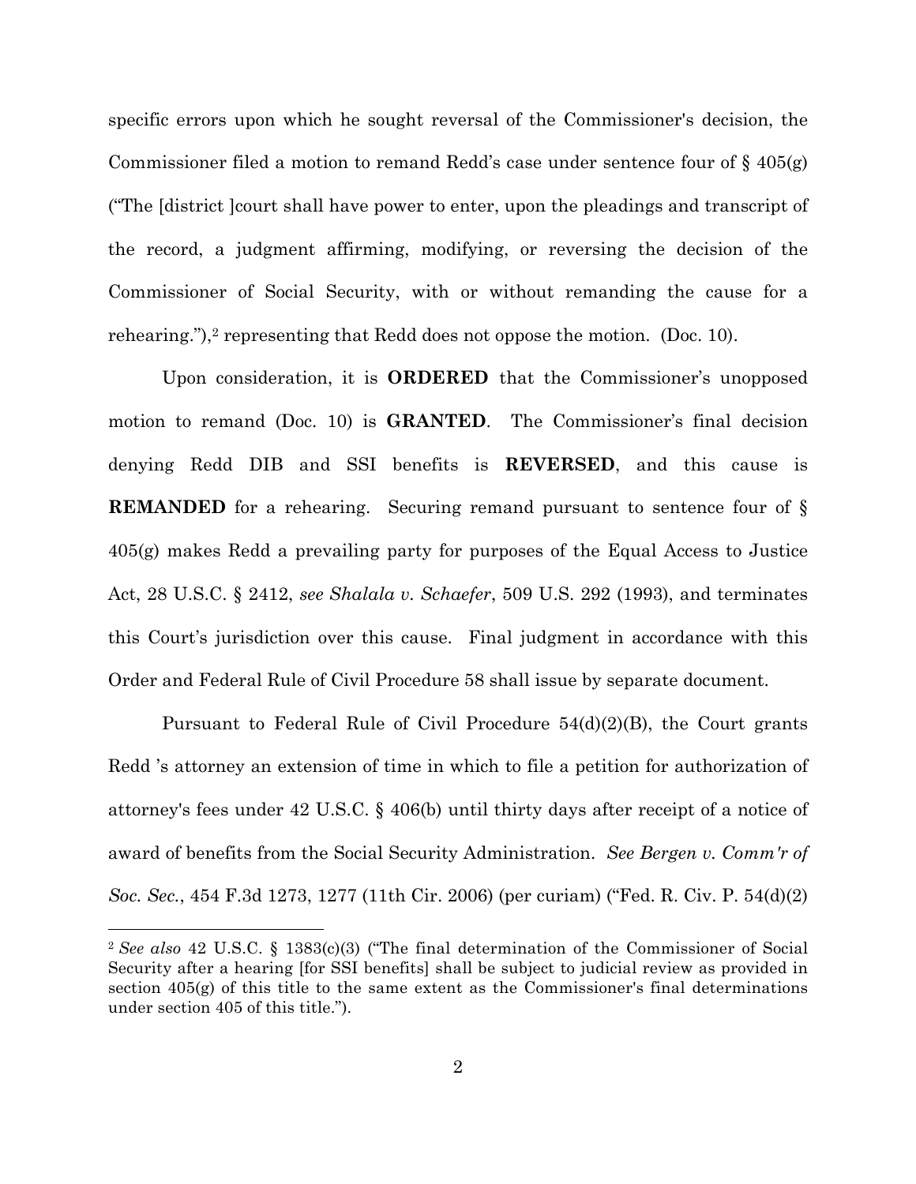specific errors upon which he sought reversal of the Commissioner's decision, the Commissioner filed a motion to remand Redd's case under sentence four of § 405(g) ("The [district ]court shall have power to enter, upon the pleadings and transcript of the record, a judgment affirming, modifying, or reversing the decision of the Commissioner of Social Security, with or without remanding the cause for a rehearing."),[2] representing that Redd does not oppose the motion. (Doc. 10).

Upon consideration, it is **ORDERED** that the Commissioner's unopposed motion to remand (Doc. 10) is **GRANTED**. The Commissioner's final decision denying Redd DIB and SSI benefits is **REVERSED**, and this cause is **REMANDED** for a rehearing. Securing remand pursuant to sentence four of § 405(g) makes Redd a prevailing party for purposes of the Equal Access to Justice Act, 28 U.S.C. § 2412, *see Shalala v. Schaefer*, 509 U.S. 292 (1993), and terminates this Court's jurisdiction over this cause. Final judgment in accordance with this Order and Federal Rule of Civil Procedure 58 shall issue by separate document.

Pursuant to Federal Rule of Civil Procedure 54(d)(2)(B), the Court grants Redd 's attorney an extension of time in which to file a petition for authorization of attorney's fees under 42 U.S.C. § 406(b) until thirty days after receipt of a notice of award of benefits from the Social Security Administration. *See Bergen v. Comm'r of Soc. Sec.*, 454 F.3d 1273, 1277 (11th Cir. 2006) (per curiam) ("Fed. R. Civ. P. 54(d)(2)

---

[2] *See also* 42 U.S.C. § 1383(c)(3) ("The final determination of the Commissioner of Social Security after a hearing [for SSI benefits] shall be subject to judicial review as provided in section 405(g) of this title to the same extent as the Commissioner's final determinations under section 405 of this title.").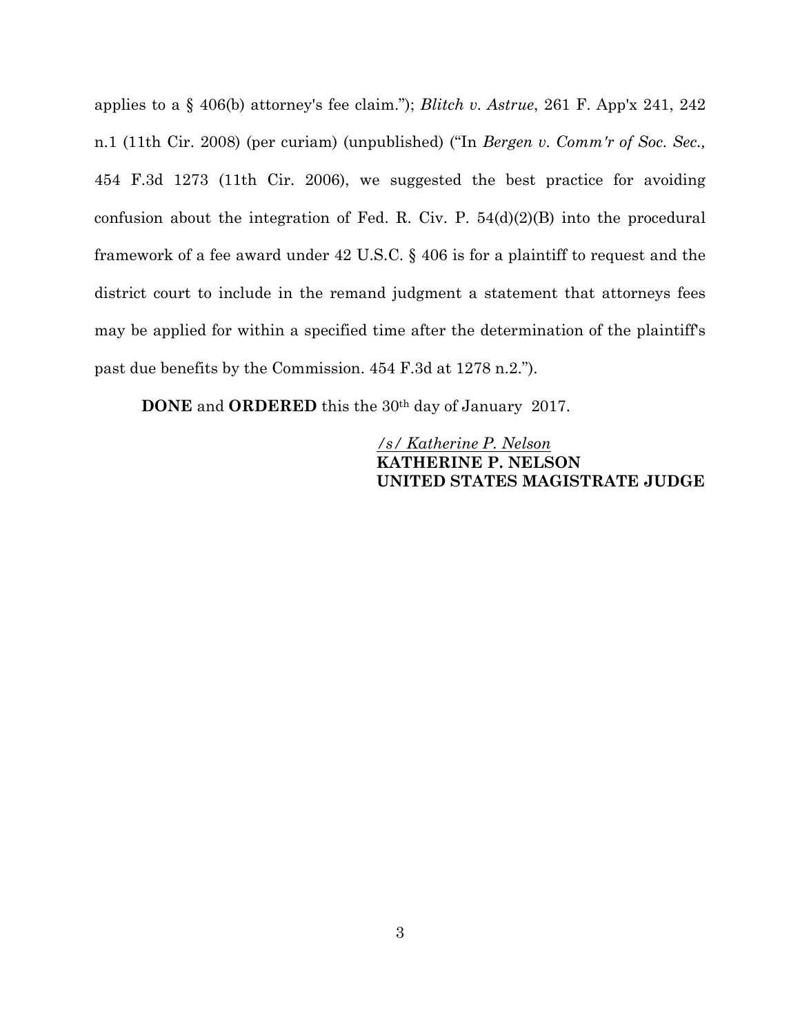applies to a § 406(b) attorney's fee claim."); *Blitch v. Astrue*, 261 F. App'x 241, 242 n.1 (11th Cir. 2008) (per curiam) (unpublished) ("In *Bergen v. Comm'r of Soc. Sec.,* 454 F.3d 1273 (11th Cir. 2006), we suggested the best practice for avoiding confusion about the integration of Fed. R. Civ. P. 54(d)(2)(B) into the procedural framework of a fee award under 42 U.S.C. § 406 is for a plaintiff to request and the district court to include in the remand judgment a statement that attorneys fees may be applied for within a specified time after the determination of the plaintiff's past due benefits by the Commission. 454 F.3d at 1278 n.2.").

**DONE** and **ORDERED** this the 30th day of January 2017.

*/s/ Katherine P. Nelson*
**KATHERINE P. NELSON**
**UNITED STATES MAGISTRATE JUDGE**